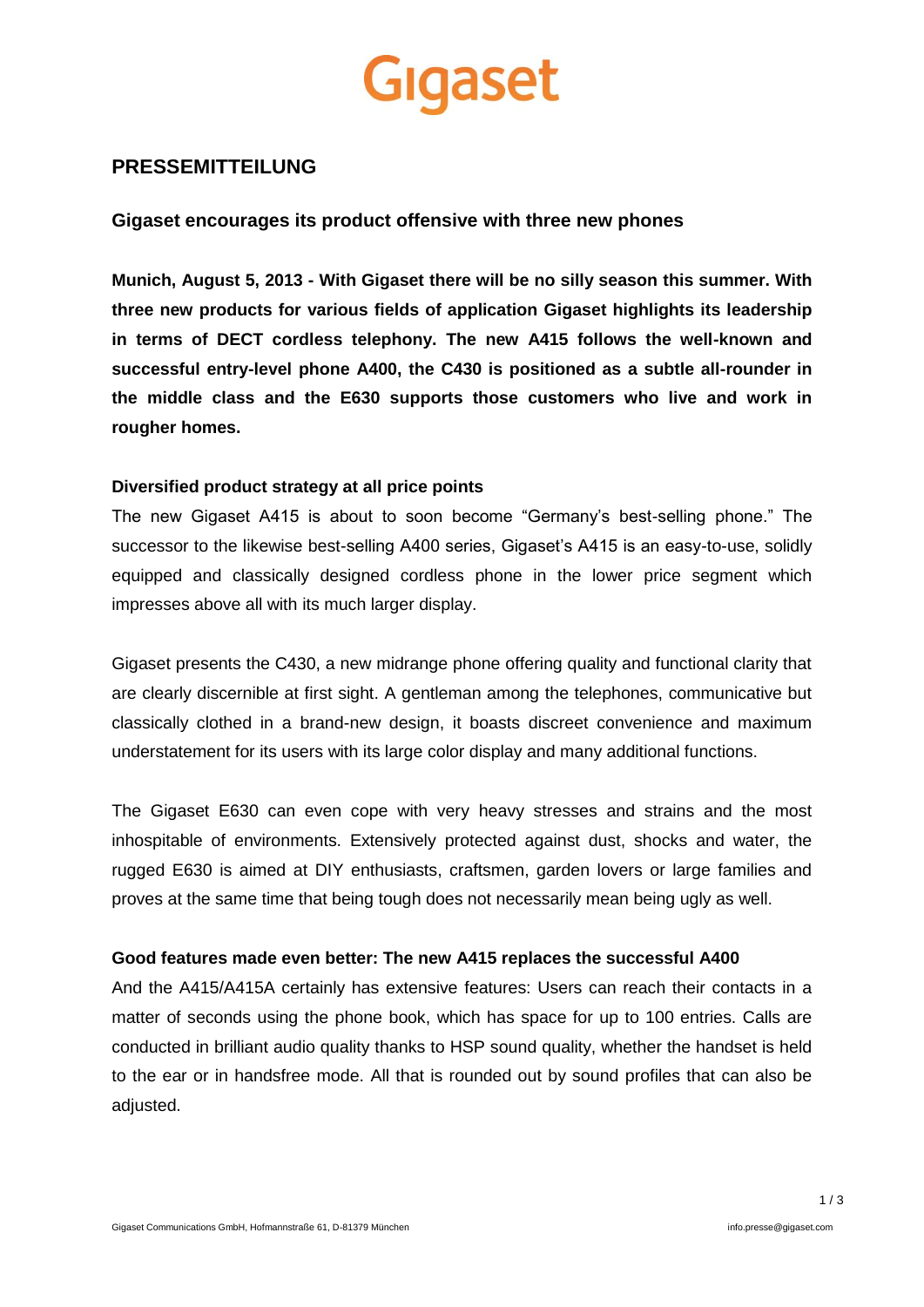Gigaset

## PRESSEMITTEILUNG

### Gigaset encourages its product offensive with three new phones

**Munich, August 5, 2013 - With Gigaset there will be no silly season this summer. With three new products for various fields of application Gigaset highlights its leadership in terms of DECT cordless telephony. The new A415 follows the well-known and successful entry-level phone A400, the C430 is positioned as a subtle all-rounder in the middle class and the E630 supports those customers who live and work in rougher homes.**

**Diversified product strategy at all price points**

The new Gigaset A415 is about to soon become "Germany's best-selling phone." The successor to the likewise best-selling A400 series, Gigaset's A415 is an easy-to-use, solidly equipped and classically designed cordless phone in the lower price segment which impresses above all with its much larger display.

Gigaset presents the C430, a new midrange phone offering quality and functional clarity that are clearly discernible at first sight. A gentleman among the telephones, communicative but classically clothed in a brand-new design, it boasts discreet convenience and maximum understatement for its users with its large color display and many additional functions.

The Gigaset E630 can even cope with very heavy stresses and strains and the most inhospitable of environments. Extensively protected against dust, shocks and water, the rugged E630 is aimed at DIY enthusiasts, craftsmen, garden lovers or large families and proves at the same time that being tough does not necessarily mean being ugly as well.

**Good features made even better: The new A415 replaces the successful A400**

And the A415/A415A certainly has extensive features: Users can reach their contacts in a matter of seconds using the phone book, which has space for up to 100 entries. Calls are conducted in brilliant audio quality thanks to HSP sound quality, whether the handset is held to the ear or in handsfree mode. All that is rounded out by sound profiles that can also be adjusted.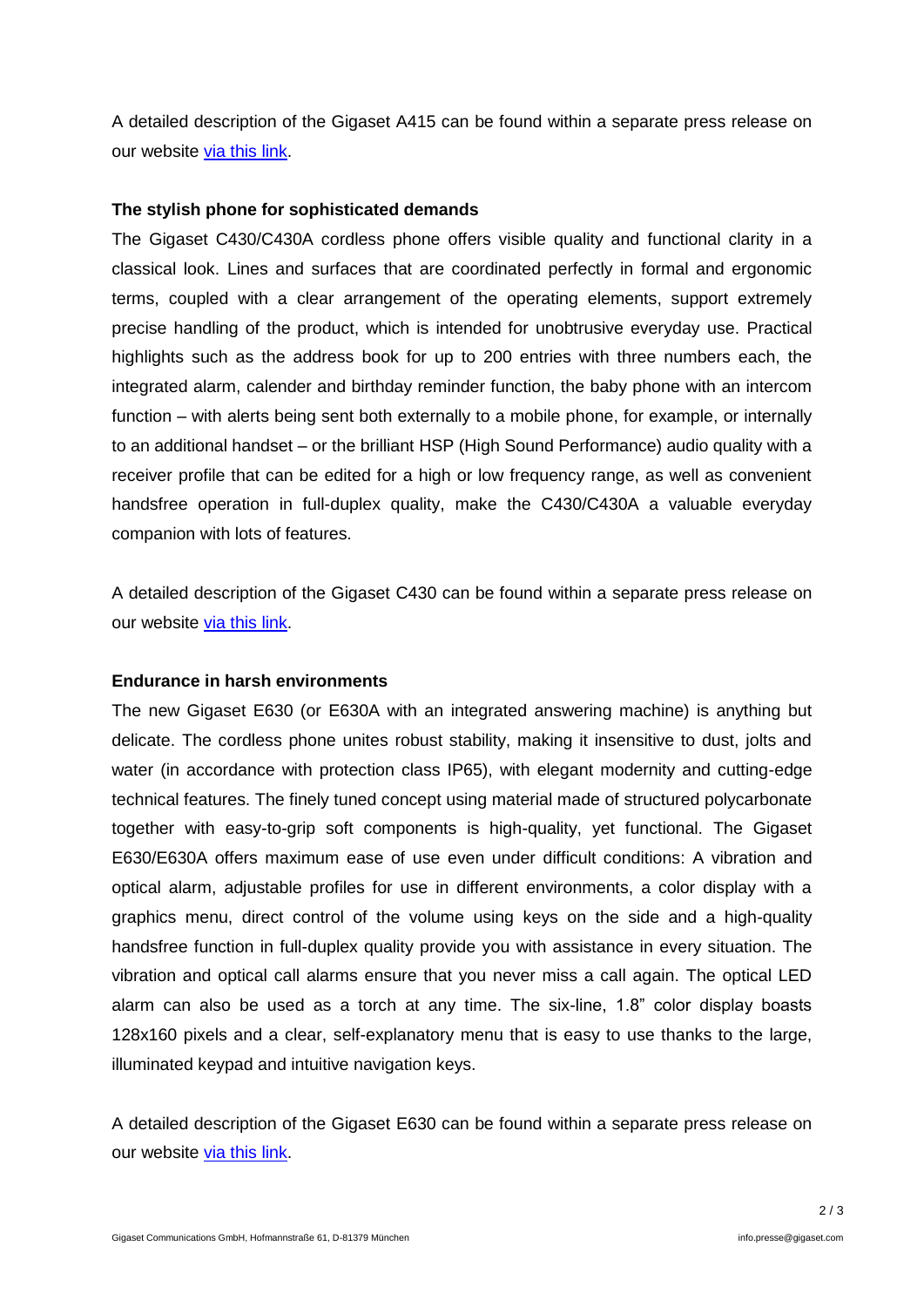A detailed description of the Gigaset A415 can be found within a separate press release on our website via this link.

**The stylish phone for sophisticated demands**

The Gigaset C430/C430A cordless phone offers visible quality and functional clarity in a classical look. Lines and surfaces that are coordinated perfectly in formal and ergonomic terms, coupled with a clear arrangement of the operating elements, support extremely precise handling of the product, which is intended for unobtrusive everyday use. Practical highlights such as the address book for up to 200 entries with three numbers each, the integrated alarm, calender and birthday reminder function, the baby phone with an intercom function – with alerts being sent both externally to a mobile phone, for example, or internally to an additional handset – or the brilliant HSP (High Sound Performance) audio quality with a receiver profile that can be edited for a high or low frequency range, as well as convenient handsfree operation in full-duplex quality, make the C430/C430A a valuable everyday companion with lots of features.

A detailed description of the Gigaset C430 can be found within a separate press release on our website via this link.

**Endurance in harsh environments**

The new Gigaset E630 (or E630A with an integrated answering machine) is anything but delicate. The cordless phone unites robust stability, making it insensitive to dust, jolts and water (in accordance with protection class IP65), with elegant modernity and cutting-edge technical features. The finely tuned concept using material made of structured polycarbonate together with easy-to-grip soft components is high-quality, yet functional. The Gigaset E630/E630A offers maximum ease of use even under difficult conditions: A vibration and optical alarm, adjustable profiles for use in different environments, a color display with a graphics menu, direct control of the volume using keys on the side and a high-quality handsfree function in full-duplex quality provide you with assistance in every situation. The vibration and optical call alarms ensure that you never miss a call again. The optical LED alarm can also be used as a torch at any time. The six-line, 1.8" color display boasts 128x160 pixels and a clear, self-explanatory menu that is easy to use thanks to the large, illuminated keypad and intuitive navigation keys.

A detailed description of the Gigaset E630 can be found within a separate press release on our website via this link.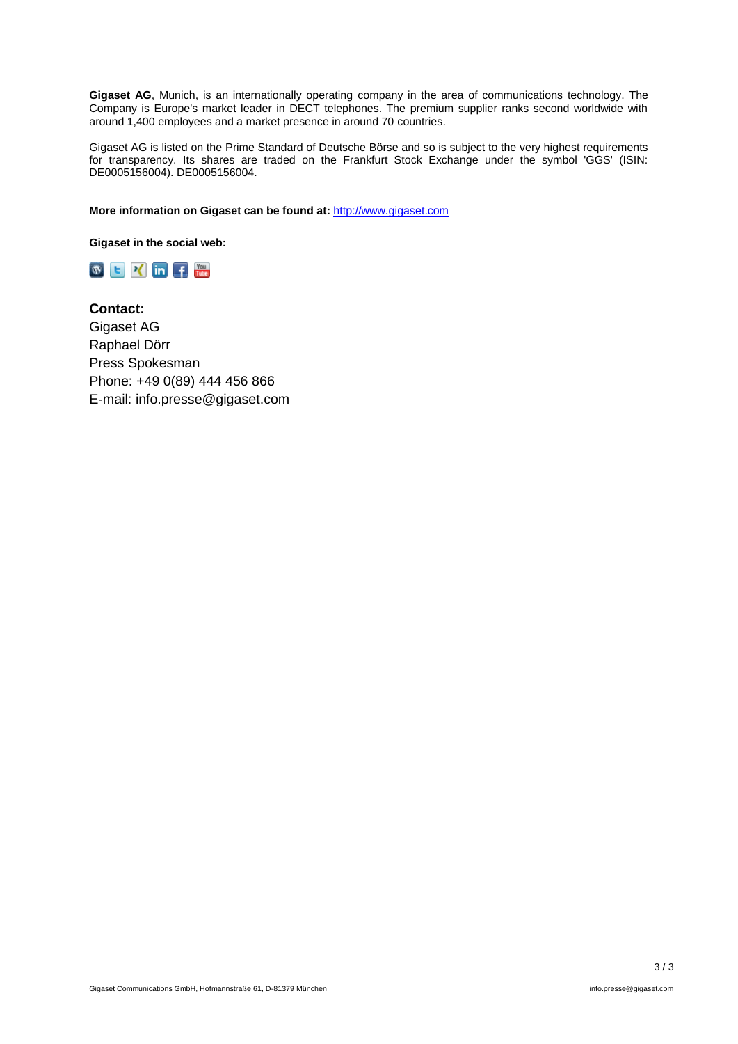**Gigaset AG**, Munich, is an internationally operating company in the area of communications technology. The Company is Europe's market leader in DECT telephones. The premium supplier ranks second worldwide with around 1,400 employees and a market presence in around 70 countries.

Gigaset AG is listed on the Prime Standard of Deutsche Börse and so is subject to the very highest requirements for transparency. Its shares are traded on the Frankfurt Stock Exchange under the symbol 'GGS' (ISIN: DE0005156004). DE0005156004.

**More information on Gigaset can be found at:** [http://www.gigaset.com](http://www.gigaset.com)

**Gigaset in the social web:**

**Contact:**
Gigaset AG
Raphael Dörr
Press Spokesman
Phone: +49 0(89) 444 456 866
E-mail: info.presse@gigaset.com

Gigaset Communications GmbH, Hofmannstraße 61, D-81379 München info.presse@gigaset.com